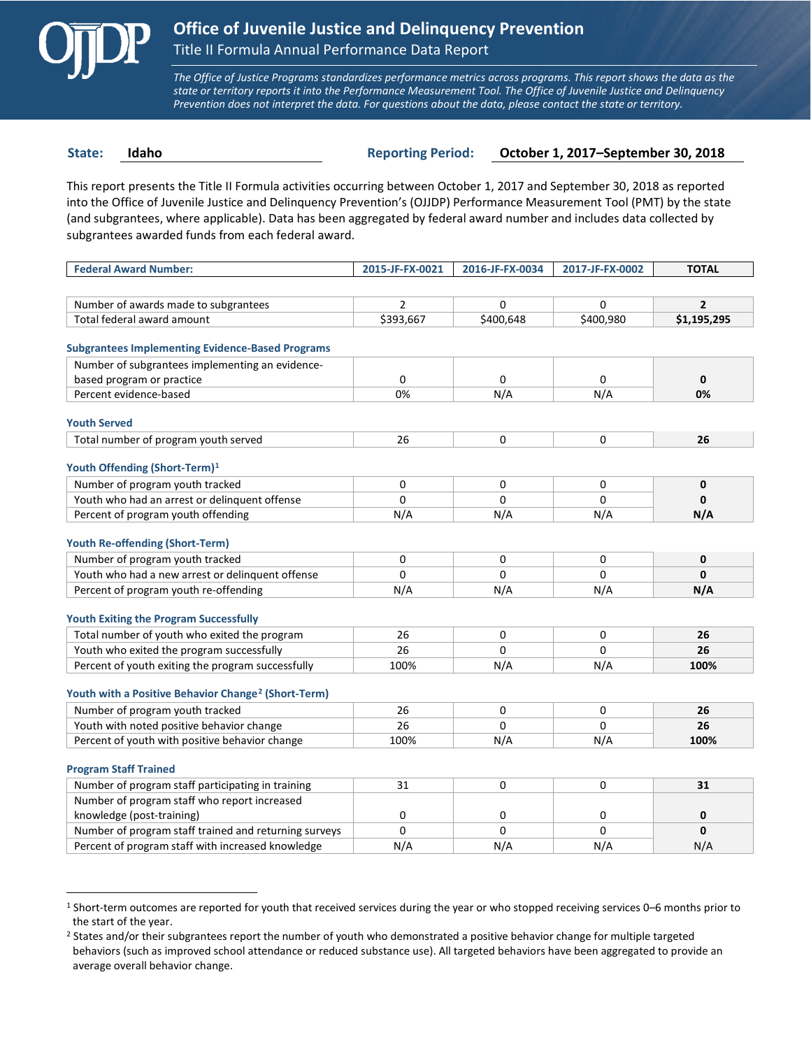# Office of Juvenile Justice and Delinquency Prevention

## Title II Formula Annual Performance Data Report

*The Office of Justice Programs standardizes performance metrics across programs. This report shows the data as the state or territory reports it into the Performance Measurement Tool. The Office of Juvenile Justice and Delinquency Prevention does not interpret the data. For questions about the data, please contact the state or territory.*

**State:** Idaho **Reporting Period:** October 1, 2017–September 30, 2018

This report presents the Title II Formula activities occurring between October 1, 2017 and September 30, 2018 as reported into the Office of Juvenile Justice and Delinquency Prevention's (OJJDP) Performance Measurement Tool (PMT) by the state (and subgrantees, where applicable). Data has been aggregated by federal award number and includes data collected by subgrantees awarded funds from each federal award.

| Federal Award Number: | 2015-JF-FX-0021 | 2016-JF-FX-0034 | 2017-JF-FX-0002 | TOTAL |
|---|---|---|---|---|
| Number of awards made to subgrantees | 2 | 0 | 0 | **2** |
| Total federal award amount | $393,667 | $400,648 | $400,980 | **$1,195,295** |

### Subgrantees Implementing Evidence-Based Programs

| | | | | |
|---|---|---|---|---|
| Number of subgrantees implementing an evidence-based program or practice | 0 | 0 | 0 | **0** |
| Percent evidence-based | 0% | N/A | N/A | **0%** |

### Youth Served

| | | | | |
|---|---|---|---|---|
| Total number of program youth served | 26 | 0 | 0 | **26** |

### Youth Offending (Short-Term)[1]

| | | | | |
|---|---|---|---|---|
| Number of program youth tracked | 0 | 0 | 0 | **0** |
| Youth who had an arrest or delinquent offense | 0 | 0 | 0 | **0** |
| Percent of program youth offending | N/A | N/A | N/A | **N/A** |

### Youth Re-offending (Short-Term)

| | | | | |
|---|---|---|---|---|
| Number of program youth tracked | 0 | 0 | 0 | **0** |
| Youth who had a new arrest or delinquent offense | 0 | 0 | 0 | **0** |
| Percent of program youth re-offending | N/A | N/A | N/A | **N/A** |

### Youth Exiting the Program Successfully

| | | | | |
|---|---|---|---|---|
| Total number of youth who exited the program | 26 | 0 | 0 | **26** |
| Youth who exited the program successfully | 26 | 0 | 0 | **26** |
| Percent of youth exiting the program successfully | 100% | N/A | N/A | **100%** |

### Youth with a Positive Behavior Change[2] (Short-Term)

| | | | | |
|---|---|---|---|---|
| Number of program youth tracked | 26 | 0 | 0 | **26** |
| Youth with noted positive behavior change | 26 | 0 | 0 | **26** |
| Percent of youth with positive behavior change | 100% | N/A | N/A | **100%** |

### Program Staff Trained

| | | | | |
|---|---|---|---|---|
| Number of program staff participating in training | 31 | 0 | 0 | **31** |
| Number of program staff who report increased knowledge (post-training) | 0 | 0 | 0 | **0** |
| Number of program staff trained and returning surveys | 0 | 0 | 0 | **0** |
| Percent of program staff with increased knowledge | N/A | N/A | N/A | N/A |

---

[1] Short-term outcomes are reported for youth that received services during the year or who stopped receiving services 0–6 months prior to the start of the year.

[2] States and/or their subgrantees report the number of youth who demonstrated a positive behavior change for multiple targeted behaviors (such as improved school attendance or reduced substance use). All targeted behaviors have been aggregated to provide an average overall behavior change.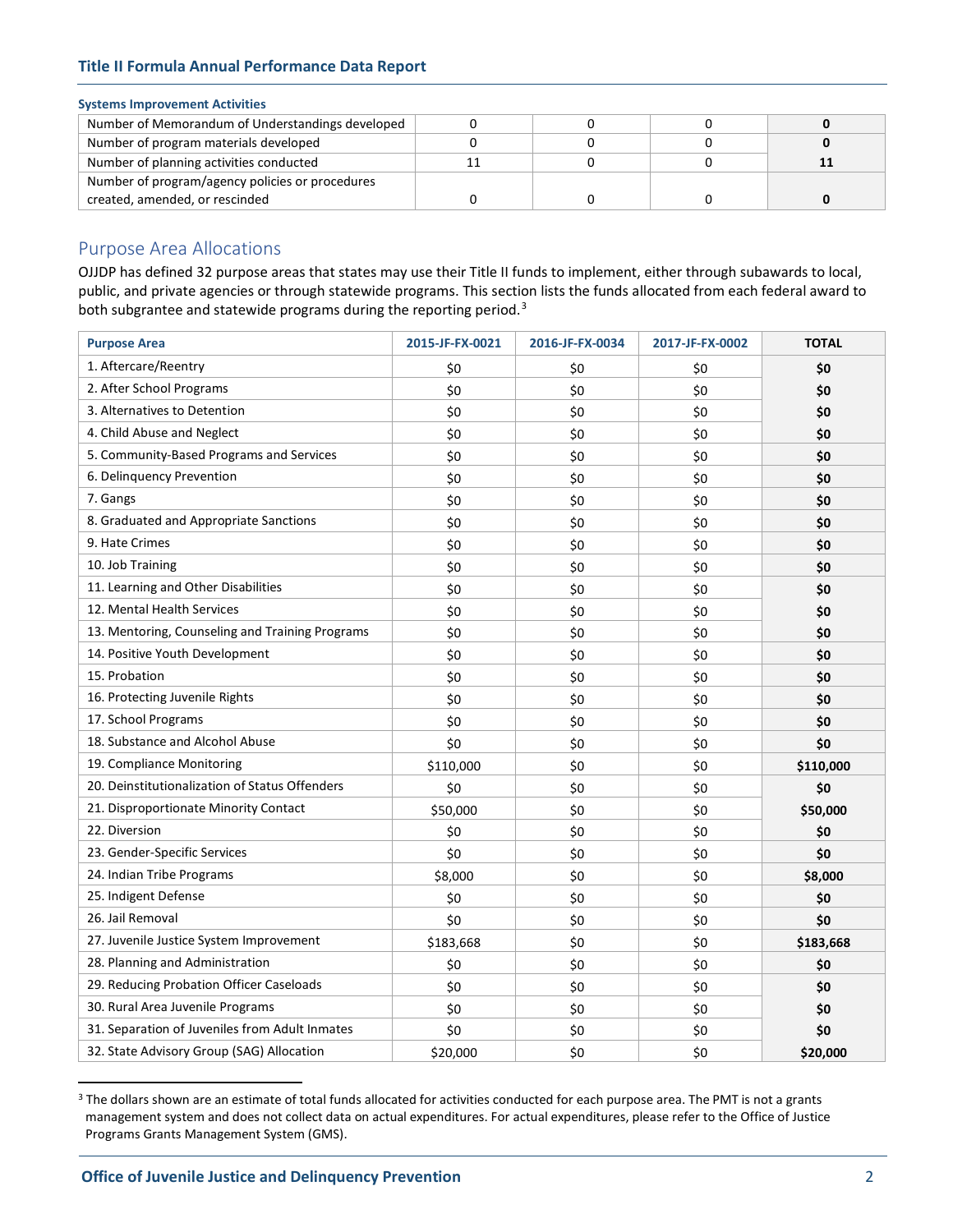### Systems Improvement Activities

| | | | | |
|---|---|---|---|---|
| Number of Memorandum of Understandings developed | 0 | 0 | 0 | **0** |
| Number of program materials developed | 0 | 0 | 0 | **0** |
| Number of planning activities conducted | 11 | 0 | 0 | **11** |
| Number of program/agency policies or procedures created, amended, or rescinded | 0 | 0 | 0 | **0** |

## Purpose Area Allocations

OJJDP has defined 32 purpose areas that states may use their Title II funds to implement, either through subawards to local, public, and private agencies or through statewide programs. This section lists the funds allocated from each federal award to both subgrantee and statewide programs during the reporting period.[3]

| Purpose Area | 2015-JF-FX-0021 | 2016-JF-FX-0034 | 2017-JF-FX-0002 | TOTAL |
|---|---|---|---|---|
| 1. Aftercare/Reentry | $0 | $0 | $0 | **$0** |
| 2. After School Programs | $0 | $0 | $0 | **$0** |
| 3. Alternatives to Detention | $0 | $0 | $0 | **$0** |
| 4. Child Abuse and Neglect | $0 | $0 | $0 | **$0** |
| 5. Community-Based Programs and Services | $0 | $0 | $0 | **$0** |
| 6. Delinquency Prevention | $0 | $0 | $0 | **$0** |
| 7. Gangs | $0 | $0 | $0 | **$0** |
| 8. Graduated and Appropriate Sanctions | $0 | $0 | $0 | **$0** |
| 9. Hate Crimes | $0 | $0 | $0 | **$0** |
| 10. Job Training | $0 | $0 | $0 | **$0** |
| 11. Learning and Other Disabilities | $0 | $0 | $0 | **$0** |
| 12. Mental Health Services | $0 | $0 | $0 | **$0** |
| 13. Mentoring, Counseling and Training Programs | $0 | $0 | $0 | **$0** |
| 14. Positive Youth Development | $0 | $0 | $0 | **$0** |
| 15. Probation | $0 | $0 | $0 | **$0** |
| 16. Protecting Juvenile Rights | $0 | $0 | $0 | **$0** |
| 17. School Programs | $0 | $0 | $0 | **$0** |
| 18. Substance and Alcohol Abuse | $0 | $0 | $0 | **$0** |
| 19. Compliance Monitoring | $110,000 | $0 | $0 | **$110,000** |
| 20. Deinstitutionalization of Status Offenders | $0 | $0 | $0 | **$0** |
| 21. Disproportionate Minority Contact | $50,000 | $0 | $0 | **$50,000** |
| 22. Diversion | $0 | $0 | $0 | **$0** |
| 23. Gender-Specific Services | $0 | $0 | $0 | **$0** |
| 24. Indian Tribe Programs | $8,000 | $0 | $0 | **$8,000** |
| 25. Indigent Defense | $0 | $0 | $0 | **$0** |
| 26. Jail Removal | $0 | $0 | $0 | **$0** |
| 27. Juvenile Justice System Improvement | $183,668 | $0 | $0 | **$183,668** |
| 28. Planning and Administration | $0 | $0 | $0 | **$0** |
| 29. Reducing Probation Officer Caseloads | $0 | $0 | $0 | **$0** |
| 30. Rural Area Juvenile Programs | $0 | $0 | $0 | **$0** |
| 31. Separation of Juveniles from Adult Inmates | $0 | $0 | $0 | **$0** |
| 32. State Advisory Group (SAG) Allocation | $20,000 | $0 | $0 | **$20,000** |

[3] The dollars shown are an estimate of total funds allocated for activities conducted for each purpose area. The PMT is not a grants management system and does not collect data on actual expenditures. For actual expenditures, please refer to the Office of Justice Programs Grants Management System (GMS).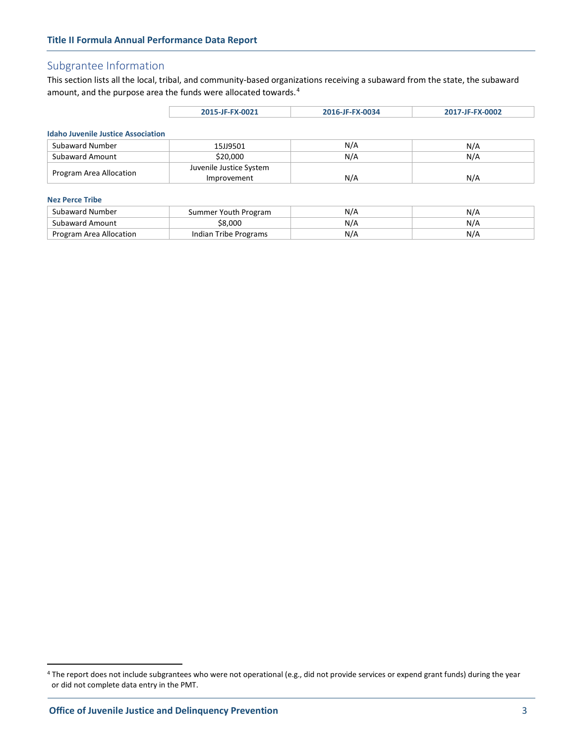## Subgrantee Information

This section lists all the local, tribal, and community-based organizations receiving a subaward from the state, the subaward amount, and the purpose area the funds were allocated towards.[4]

**Idaho Juvenile Justice Association**

| | 2015-JF-FX-0021 | 2016-JF-FX-0034 | 2017-JF-FX-0002 |
|---|---|---|---|
| Subaward Number | 15JJ9501 | N/A | N/A |
| Subaward Amount | $20,000 | N/A | N/A |
| Program Area Allocation | Juvenile Justice System Improvement | N/A | N/A |

**Nez Perce Tribe**

| | 2015-JF-FX-0021 | 2016-JF-FX-0034 | 2017-JF-FX-0002 |
|---|---|---|---|
| Subaward Number | Summer Youth Program | N/A | N/A |
| Subaward Amount | $8,000 | N/A | N/A |
| Program Area Allocation | Indian Tribe Programs | N/A | N/A |

[4] The report does not include subgrantees who were not operational (e.g., did not provide services or expend grant funds) during the year or did not complete data entry in the PMT.